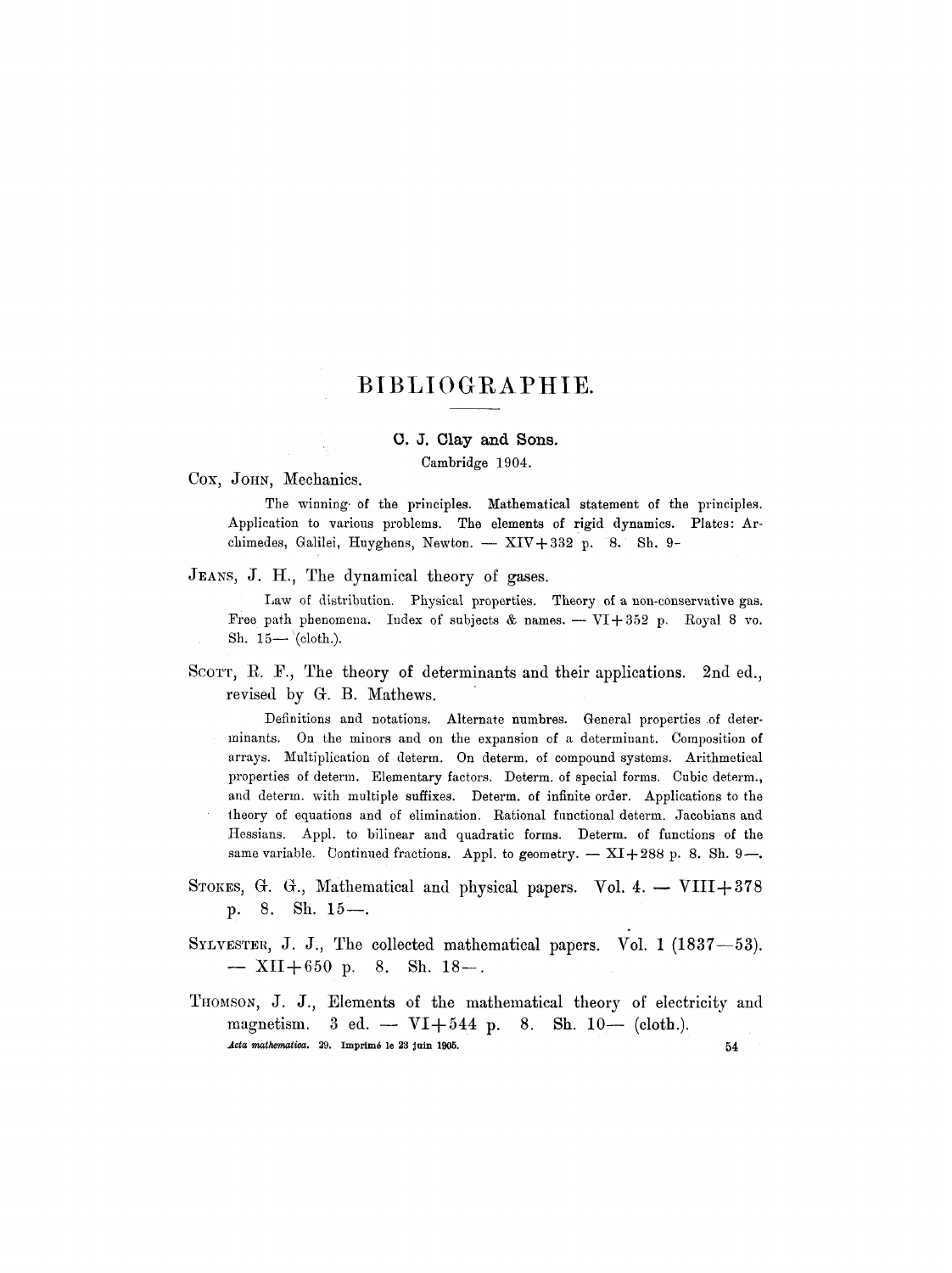# BIBLIOGRAPHIE.

## C. J. Clay and Sons.

Cambridge 1904.

COX, JOHN, Mechanics.

The winning of the principles. Mathematical statement of the principles. Application to various problems. The elements of rigid dynamics. Plates: Archimedes, Galilei, Huyghens, Newton. — XIV+332 p. 8. Sh. 9-

JEANS, J. H., The dynamical theory of gases.

Law of distribution. Physical properties. Theory of a non-conservative gas. Free path phenomena. Index of subjects & names. — VI+352 p. Royal 8 vo. Sh. 15— (cloth.).

SCOTT, R. F., The theory of determinants and their applications. 2nd ed., revised by G. B. Mathews.

Definitions and notations. Alternate numbres. General properties of determinants. On the minors and on the expansion of a determinant. Composition of arrays. Multiplication of determ. On determ. of compound systems. Arithmetical properties of determ. Elementary factors. Determ. of special forms. Cubic determ., and determ. with multiple suffixes. Determ. of infinite order. Applications to the theory of equations and of elimination. Rational functional determ. Jacobians and Hessians. Appl. to bilinear and quadratic forms. Determ. of functions of the same variable. Continued fractions. Appl. to geometry. — XI+288 p. 8. Sh. 9—.

STOKES, G. G., Mathematical and physical papers. Vol. 4. — VIII+378 p. 8. Sh. 15—.

SYLVESTER, J. J., The collected mathematical papers. Vol. 1 (1837—53). — XII+650 p. 8. Sh. 18—.

THOMSON, J. J., Elements of the mathematical theory of electricity and magnetism. 3 ed. — VI+544 p. 8. Sh. 10— (cloth.).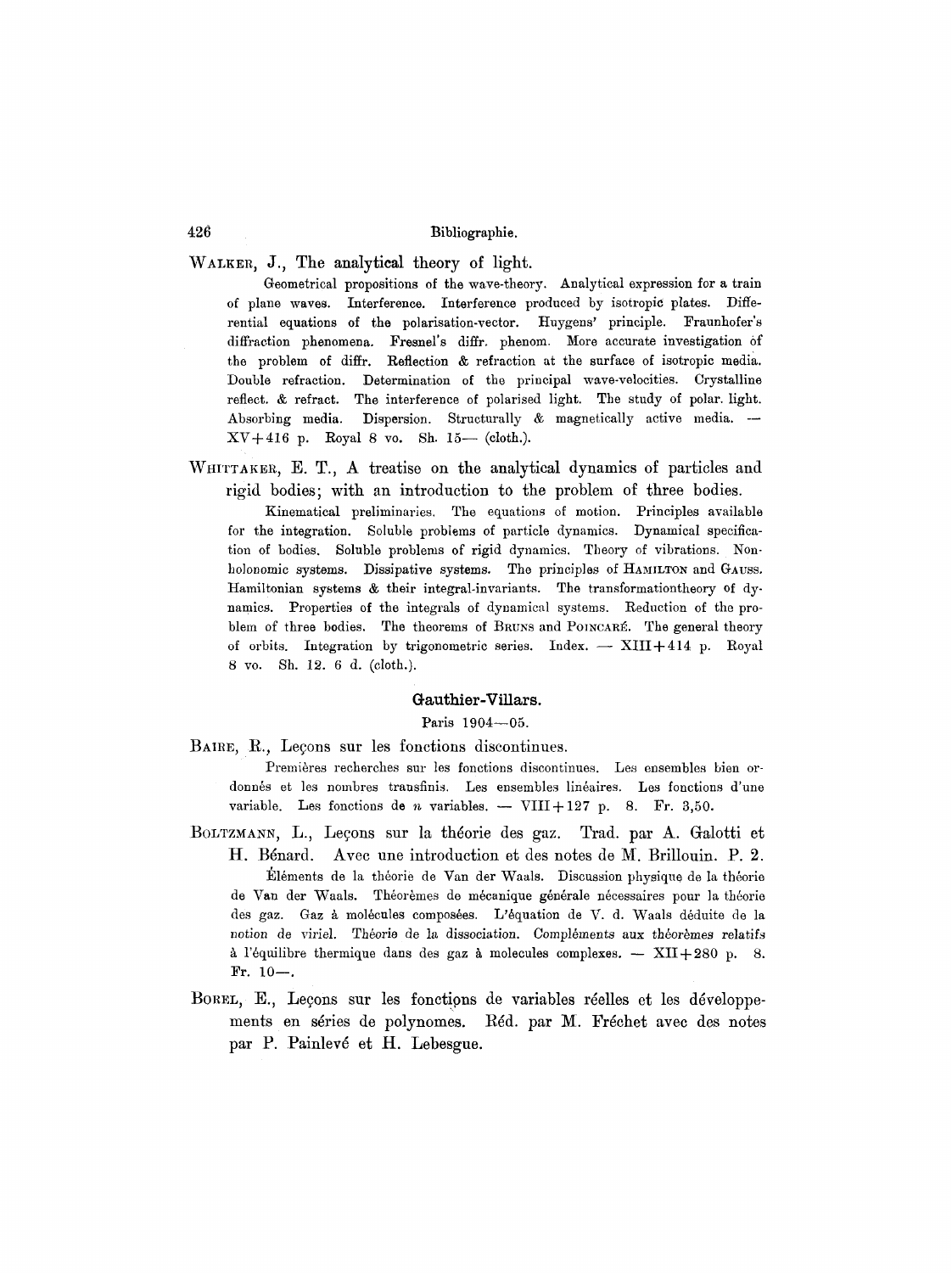WALKER, J., The analytical theory of light.

Geometrical propositions of the wave-theory. Analytical expression for a train of plane waves. Interference. Interference produced by isotropic plates. Differential equations of the polarisation-vector. Huygens' principle. Fraunhofer's diffraction phenomena. Fresnel's diffr. phenom. More accurate investigation of the problem of diffr. Reflection & refraction at the surface of isotropic media. Double refraction. Determination of the principal wave-velocities. Crystalline reflect. & refract. The interference of polarised light. The study of polar. light. Absorbing media. Dispersion. Structurally & magnetically active media. — XV+416 p. Royal 8 vo. Sh. 15— (cloth.).

WHITTAKER, E. T., A treatise on the analytical dynamics of particles and rigid bodies; with an introduction to the problem of three bodies.

Kinematical preliminaries. The equations of motion. Principles available for the integration. Soluble problems of particle dynamics. Dynamical specification of bodies. Soluble problems of rigid dynamics. Theory of vibrations. Non-holonomic systems. Dissipative systems. The principles of HAMILTON and GAUSS. Hamiltonian systems & their integral-invariants. The transformationtheory of dynamics. Properties of the integrals of dynamical systems. Reduction of the problem of three bodies. The theorems of BRUNS and POINCARÉ. The general theory of orbits. Integration by trigonometric series. Index. — XIII+414 p. Royal 8 vo. Sh. 12. 6 d. (cloth.).

## Gauthier-Villars.

Paris 1904—05.

BAIRE, R., Leçons sur les fonctions discontinues.

Premières recherches sur les fonctions discontinues. Les ensembles bien ordonnés et les nombres transfinis. Les ensembles linéaires. Les fonctions d'une variable. Les fonctions de $n$ variables. — VIII+127 p. 8. Fr. 3,50.

BOLTZMANN, L., Leçons sur la théorie des gaz. Trad. par A. Galotti et H. Bénard. Avec une introduction et des notes de M. Brillouin. P. 2.

Éléments de la théorie de Van der Waals. Discussion physique de la théorie de Van der Waals. Théorèmes de mécanique générale nécessaires pour la théorie des gaz. Gaz à molécules composées. L'équation de V. d. Waals déduite de la notion de viriel. Théorie de la dissociation. Compléments aux théorèmes relatifs à l'équilibre thermique dans des gaz à molecules complexes. — XII+280 p. 8. Fr. 10—.

BOREL, E., Leçons sur les fonctions de variables réelles et les développements en séries de polynomes. Réd. par M. Fréchet avec des notes par P. Painlevé et H. Lebesgue.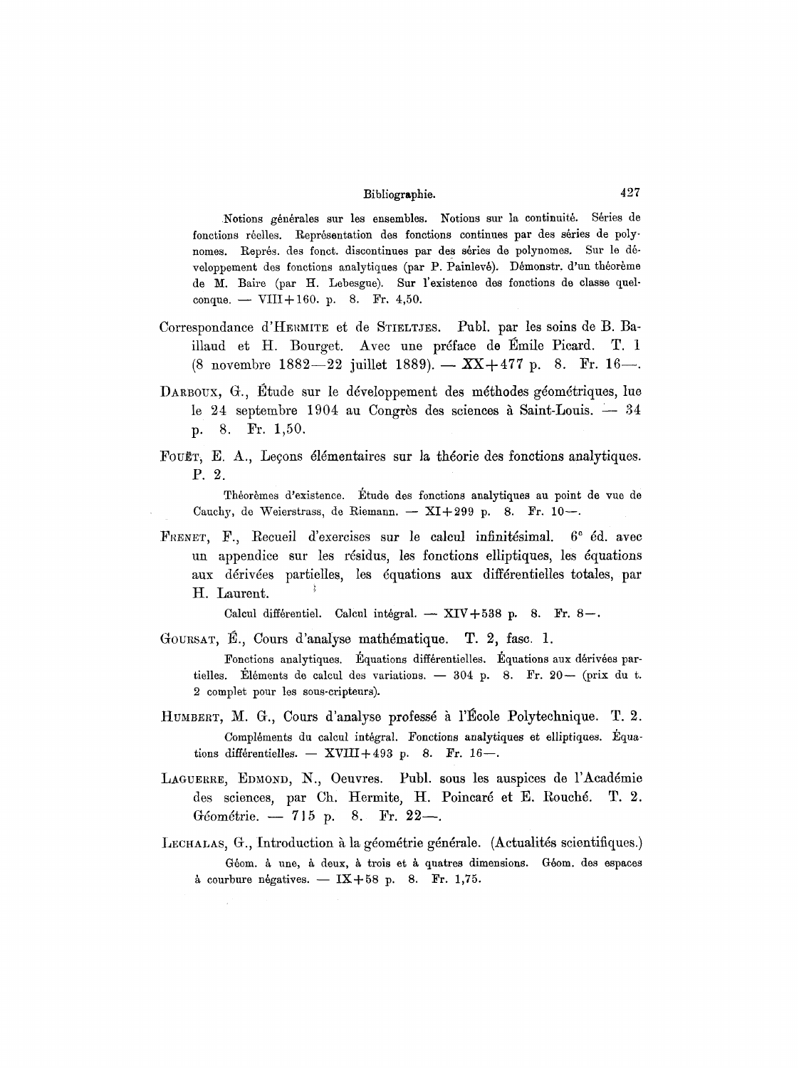Notions générales sur les ensembles. Notions sur la continuité. Séries de fonctions réelles. Représentation des fonctions continues par des séries de polynomes. Représ. des fonct. discontinues par des séries de polynomes. Sur le développement des fonctions analytiques (par P. Painlevé). Démonstr. d'un théorème de M. Baire (par H. Lebesgue). Sur l'existence des fonctions de classe quelconque. — VIII+160. p. 8. Fr. 4,50.

Correspondance d'HERMITE et de STIELTJES. Publ. par les soins de B. Baillaud et H. Bourget. Avec une préface de Émile Picard. T. 1 (8 novembre 1882—22 juillet 1889). — XX+477 p. 8. Fr. 16—.

DARBOUX, G., Étude sur le développement des méthodes géométriques, lue le 24 septembre 1904 au Congrès des sciences à Saint-Louis. — 34 p. 8. Fr. 1,50.

FOUËT, E. A., Leçons élémentaires sur la théorie des fonctions analytiques. P. 2.

Théorèmes d'existence. Étude des fonctions analytiques au point de vue de Cauchy, de Weierstrass, de Riemann. — XI+299 p. 8. Fr. 10—.

FRENET, F., Recueil d'exercises sur le calcul infinitésimal. 6[e] éd. avec un appendice sur les résidus, les fonctions elliptiques, les équations aux dérivées partielles, les équations aux différentielles totales, par H. Laurent.

Calcul différentiel. Calcul intégral. — XIV+538 p. 8. Fr. 8—.

GOURSAT, É., Cours d'analyse mathématique. T. 2, fasc. 1.

Fonctions analytiques. Équations différentielles. Équations aux dérivées partielles. Éléments de calcul des variations. — 304 p. 8. Fr. 20— (prix du t. 2 complet pour les sous-cripteurs).

HUMBERT, M. G., Cours d'analyse professé à l'École Polytechnique. T. 2.

Compléments du calcul intégral. Fonctions analytiques et elliptiques. Équations différentielles. — XVIII+493 p. 8. Fr. 16—.

LAGUERRE, EDMOND, N., Oeuvres. Publ. sous les auspices de l'Académie des sciences, par Ch. Hermite, H. Poincaré et E. Rouché. T. 2. Géométrie. — 715 p. 8. Fr. 22—.

LECHALAS, G., Introduction à la géométrie générale. (Actualités scientifiques.)

Géom. à une, à deux, à trois et à quatres dimensions. Géom. des espaces à courbure négatives. — IX+58 p. 8. Fr. 1,75.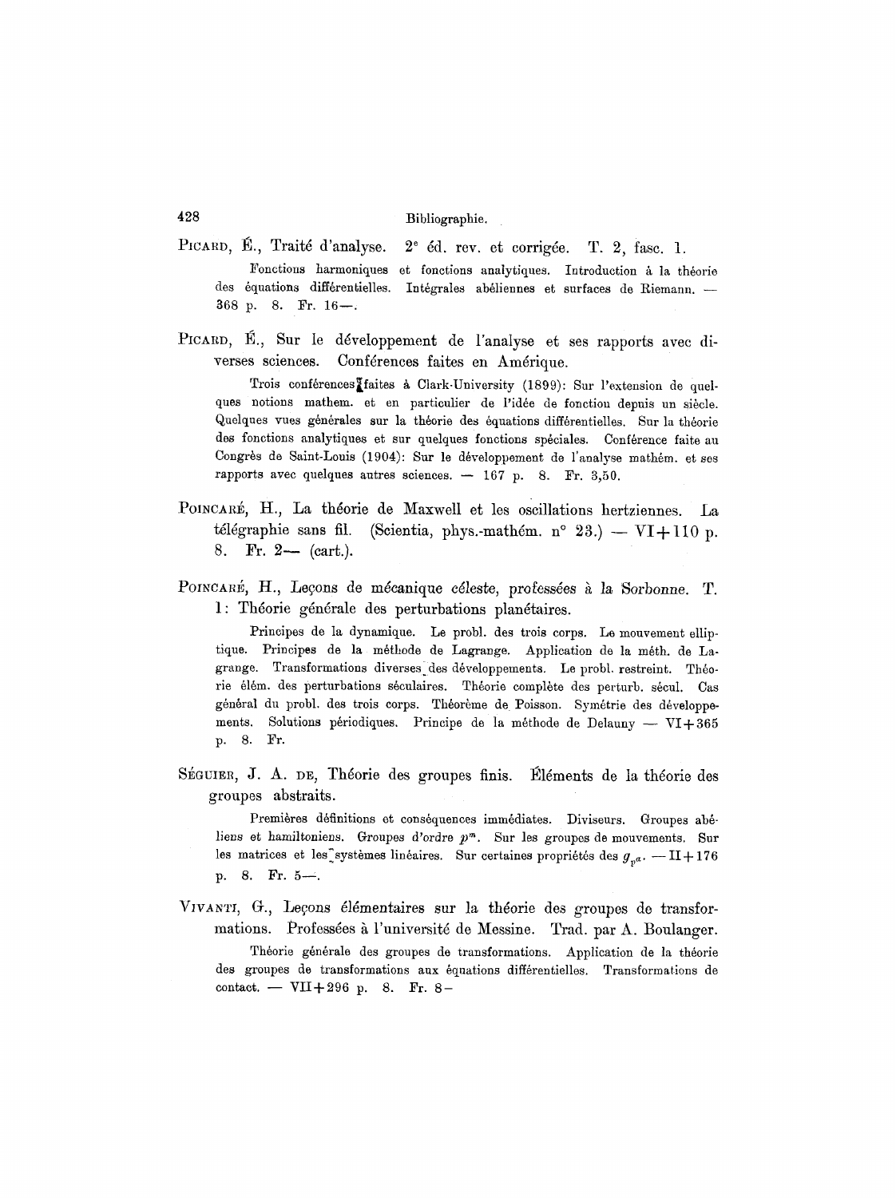PICARD, É., Traité d'analyse. 2[e] éd. rev. et corrigée. T. 2, fasc. 1.

Fonctions harmoniques et fonctions analytiques. Introduction à la théorie des équations différentielles. Intégrales abéliennes et surfaces de Riemann. — 368 p. 8. Fr. 16—.

PICARD, É., Sur le développement de l'analyse et ses rapports avec diverses sciences. Conférences faites en Amérique.

Trois conférences faites à Clark-University (1899): Sur l'extension de quelques notions mathem. et en particulier de l'idée de fonction depuis un siècle. Quelques vues générales sur la théorie des équations différentielles. Sur la théorie des fonctions analytiques et sur quelques fonctions spéciales. Conférence faite au Congrès de Saint-Louis (1904): Sur le développement de l'analyse mathém. et ses rapports avec quelques autres sciences. — 167 p. 8. Fr. 3,50.

POINCARÉ, H., La théorie de Maxwell et les oscillations hertziennes. La télégraphie sans fil. (Scientia, phys.-mathém. n° 23.) — VI+110 p. 8. Fr. 2— (cart.).

POINCARÉ, H., Leçons de mécanique céleste, professées à la Sorbonne. T. 1: Théorie générale des perturbations planétaires.

Principes de la dynamique. Le probl. des trois corps. Le mouvement elliptique. Principes de la méthode de Lagrange. Application de la méth. de Lagrange. Transformations diverses des développements. Le probl. restreint. Théorie élém. des perturbations séculaires. Théorie complète des perturb. sécul. Cas général du probl. des trois corps. Théorème de Poisson. Symétrie des développements. Solutions périodiques. Principe de la méthode de Delauny — VI+365 p. 8. Fr.

SÉGUIER, J. A. DE, Théorie des groupes finis. Éléments de la théorie des groupes abstraits.

Premières définitions et conséquences immédiates. Diviseurs. Groupes abéliens et hamiltoniens. Groupes d'ordre $p^m$. Sur les groupes de mouvements. Sur les matrices et les systèmes linéaires. Sur certaines propriétés des $g_{p^a}$. — II+176 p. 8. Fr. 5—.

VIVANTI, G., Leçons élémentaires sur la théorie des groupes de transformations. Professées à l'université de Messine. Trad. par A. Boulanger.

Théorie générale des groupes de transformations. Application de la théorie des groupes de transformations aux équations différentielles. Transformations de contact. — VII+296 p. 8. Fr. 8—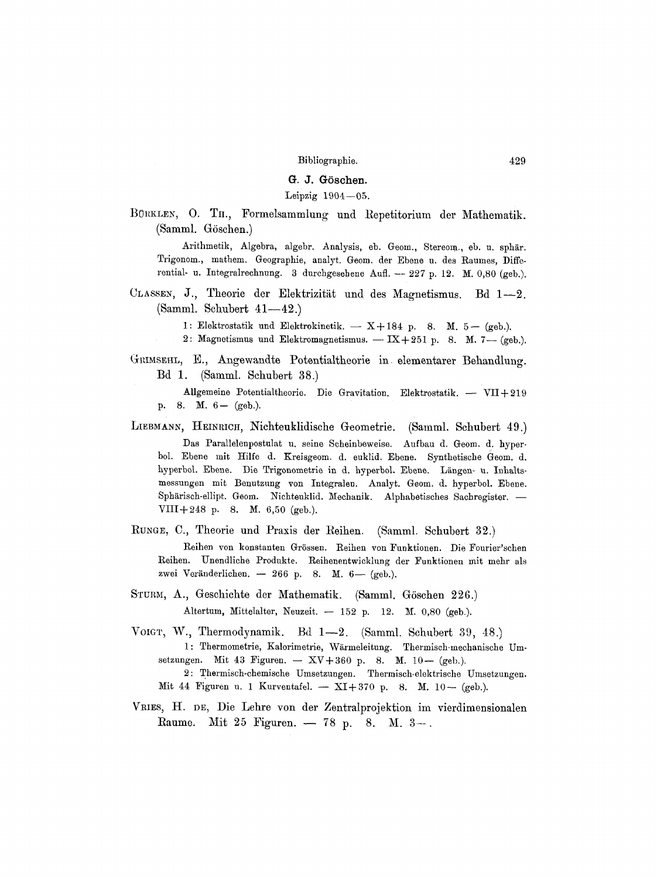## G. J. Göschen.

Leipzig 1904—05.

BÜRKLEN, O. TH., Formelsammlung und Repetitorium der Mathematik. (Samml. Göschen.)

Arithmetik, Algebra, algebr. Analysis, eb. Geom., Stereom., eb. u. sphär. Trigonom., mathem. Geographie, analyt. Geom. der Ebene u. des Raumes, Differential- u. Integralrechnung. 3 durchgesehene Aufl. — 227 p. 12. M. 0,80 (geb.).

CLASSEN, J., Theorie der Elektrizität und des Magnetismus. Bd 1—2. (Samml. Schubert 41—42.)

1: Elektrostatik und Elektrokinetik. — X+184 p. 8. M. 5— (geb.).
2: Magnetismus und Elektromagnetismus. — IX+251 p. 8. M. 7— (geb.).

GRIMSEHL, E., Angewandte Potentialtheorie in elementarer Behandlung. Bd 1. (Samml. Schubert 38.)

Allgemeine Potentialtheorie. Die Gravitation. Elektrostatik. — VII+219 p. 8. M. 6— (geb.).

LIEBMANN, HEINRICH, Nichteuklidische Geometrie. (Samml. Schubert 49.)

Das Parallelenpostulat u. seine Scheinbeweise. Aufbau d. Geom. d. hyperbol. Ebene mit Hilfe d. Kreisgeom. d. euklid. Ebene. Synthetische Geom. d. hyperbol. Ebene. Die Trigonometrie in d. hyperbol. Ebene. Längen- u. Inhaltsmessungen mit Benutzung von Integralen. Analyt. Geom. d. hyperbol. Ebene. Sphärisch-ellipt. Geom. Nichteuklid. Mechanik. Alphabetisches Sachregister. — VIII+248 p. 8. M. 6,50 (geb.).

RUNGE, C., Theorie und Praxis der Reihen. (Samml. Schubert 32.)

Reihen von konstanten Grössen. Reihen von Funktionen. Die Fourier'schen Reihen. Unendliche Produkte. Reihenentwicklung der Funktionen mit mehr als zwei Veränderlichen. — 266 p. 8. M. 6— (geb.).

STURM, A., Geschichte der Mathematik. (Samml. Göschen 226.)

Altertum, Mittelalter, Neuzeit. — 152 p. 12. M. 0,80 (geb.).

VOIGT, W., Thermodynamik. Bd 1—2. (Samml. Schubert 39, 48.)

1: Thermometrie, Kalorimetrie, Wärmeleitung. Thermisch-mechanische Umsetzungen. Mit 43 Figuren. — XV+360 p. 8. M. 10— (geb.).
2: Thermisch-chemische Umsetzungen. Thermisch-elektrische Umsetzungen. Mit 44 Figuren u. 1 Kurventafel. — XI+370 p. 8. M. 10— (geb.).

VRIES, H. DE, Die Lehre von der Zentralprojektion im vierdimensionalen Raume. Mit 25 Figuren. — 78 p. 8. M. 3—.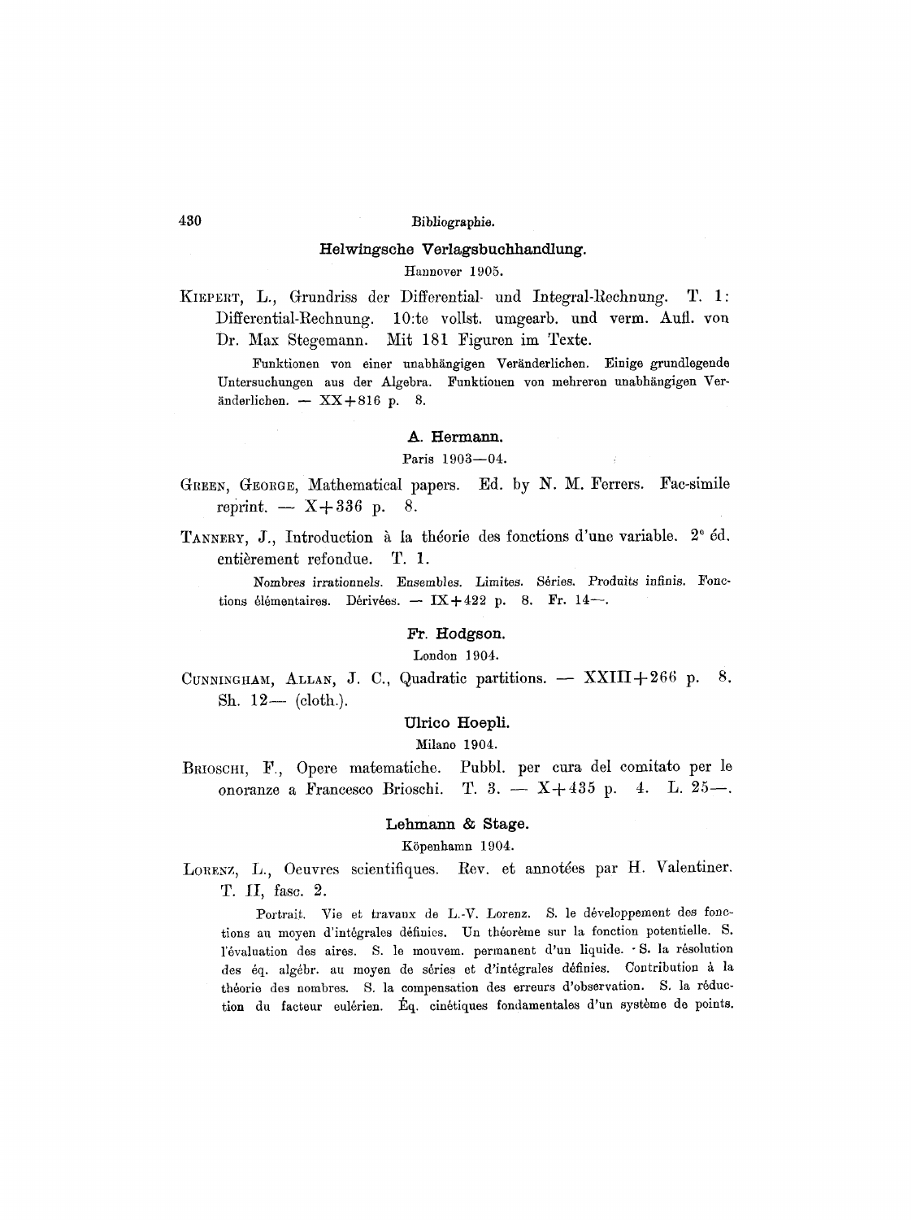### Helwingsche Verlagsbuchhandlung.

Hannover 1905.

KIEPERT, L., Grundriss der Differential- und Integral-Rechnung. T. 1: Differential-Rechnung. 10:te vollst. umgearb. und verm. Aufl. von Dr. Max Stegemann. Mit 181 Figuren im Texte.

Funktionen von einer unabhängigen Veränderlichen. Einige grundlegende Untersuchungen aus der Algebra. Funktionen von mehreren unabhängigen Veränderlichen. — XX+816 p. 8.

### A. Hermann.

Paris 1903—04.

GREEN, GEORGE, Mathematical papers. Ed. by N. M. Ferrers. Fac-simile reprint. — X+336 p. 8.

TANNERY, J., Introduction à la théorie des fonctions d'une variable. 2e éd. entièrement refondue. T. 1.

Nombres irrationnels. Ensembles. Limites. Séries. Produits infinis. Fonctions élémentaires. Dérivées. — IX+422 p. 8. Fr. 14—.

### Fr. Hodgson.

London 1904.

CUNNINGHAM, ALLAN, J. C., Quadratic partitions. — XXIII+266 p. 8. Sh. 12— (cloth.).

### Ulrico Hoepli.

Milano 1904.

BRIOSCHI, F., Opere matematiche. Pubbl. per cura del comitato per le onoranze a Francesco Brioschi. T. 3. — X+435 p. 4. L. 25—.

### Lehmann & Stage.

Köpenhamn 1904.

LORENZ, L., Oeuvres scientifiques. Rev. et annotées par H. Valentiner. T. II, fasc. 2.

Portrait. Vie et travaux de L.-V. Lorenz. S. le développement des fonctions au moyen d'intégrales définies. Un théorème sur la fonction potentielle. S. l'évaluation des aires. S. le mouvem. permanent d'un liquide. S. la résolution des éq. algébr. au moyen de séries et d'intégrales définies. Contribution à la théorie des nombres. S. la compensation des erreurs d'observation. S. la réduction du facteur eulérien. Éq. cinétiques fondamentales d'un système de points.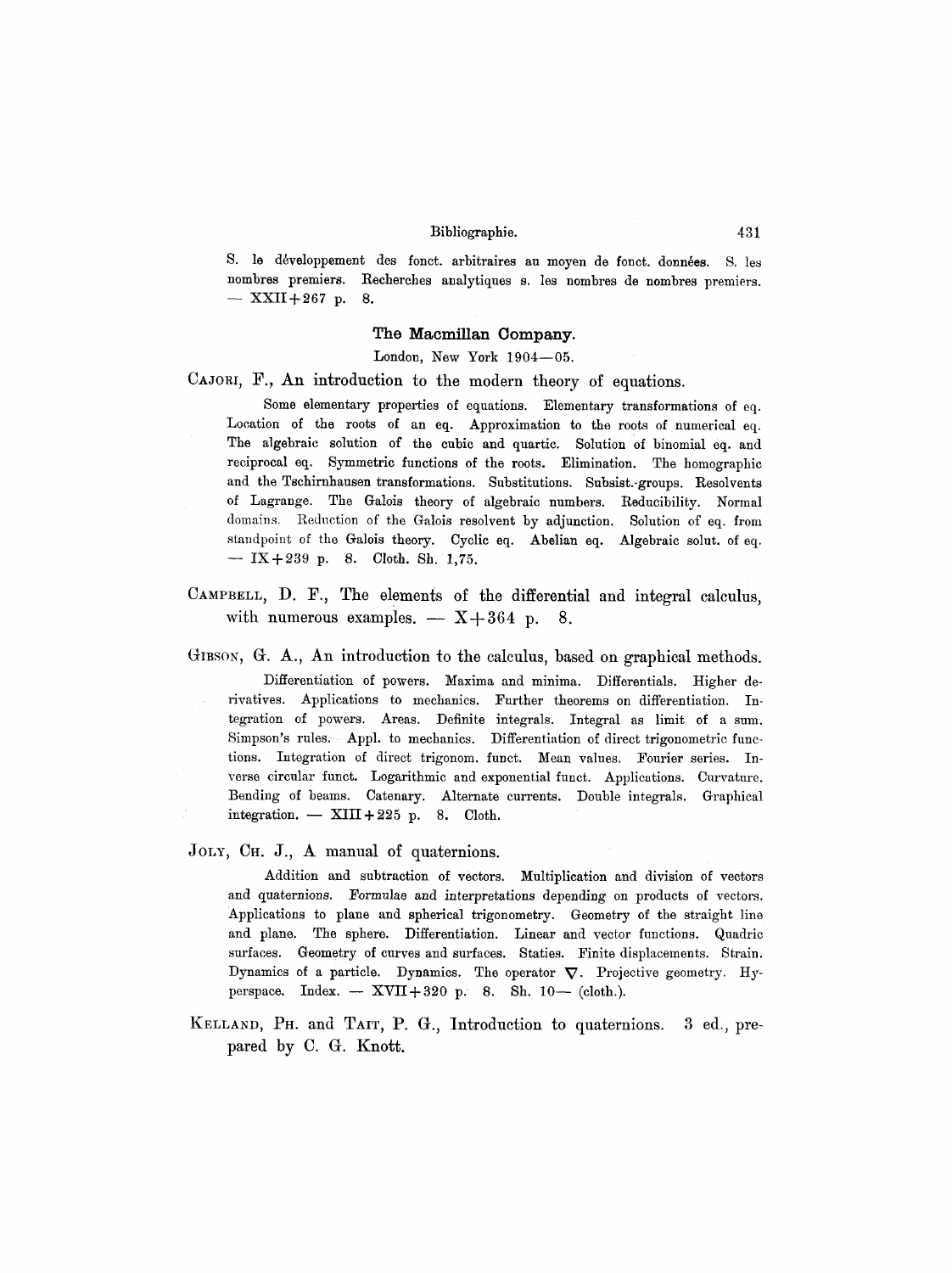S. le développement des fonct. arbitraires au moyen de fonct. données. S. les nombres premiers. Recherches analytiques s. les nombres de nombres premiers. — XXII + 267 p. 8.

### The Macmillan Company.

London, New York 1904—05.

CAJORI, F., An introduction to the modern theory of equations.

Some elementary properties of equations. Elementary transformations of eq. Location of the roots of an eq. Approximation to the roots of numerical eq. The algebraic solution of the cubic and quartic. Solution of binomial eq. and reciprocal eq. Symmetric functions of the roots. Elimination. The homographic and the Tschirnhausen transformations. Substitutions. Subsist.-groups. Resolvents of Lagrange. The Galois theory of algebraic numbers. Reducibility. Normal domains. Reduction of the Galois resolvent by adjunction. Solution of eq. from standpoint of the Galois theory. Cyclic eq. Abelian eq. Algebraic solut. of eq. — IX + 239 p. 8. Cloth. Sh. 1,75.

CAMPBELL, D. F., The elements of the differential and integral calculus, with numerous examples. — X + 364 p. 8.

GIBSON, G. A., An introduction to the calculus, based on graphical methods.

Differentiation of powers. Maxima and minima. Differentials. Higher derivatives. Applications to mechanics. Further theorems on differentiation. Integration of powers. Areas. Definite integrals. Integral as limit of a sum. Simpson's rules. Appl. to mechanics. Differentiation of direct trigonometric functions. Integration of direct trigonom. funct. Mean values. Fourier series. Inverse circular funct. Logarithmic and exponential funct. Applications. Curvature. Bending of beams. Catenary. Alternate currents. Double integrals. Graphical integration. — XIII + 225 p. 8. Cloth.

JOLY, CH. J., A manual of quaternions.

Addition and subtraction of vectors. Multiplication and division of vectors and quaternions. Formulae and interpretations depending on products of vectors. Applications to plane and spherical trigonometry. Geometry of the straight line and plane. The sphere. Differentiation. Linear and vector functions. Quadric surfaces. Geometry of curves and surfaces. Staties. Finite displacements. Strain. Dynamics of a particle. Dynamics. The operator $\nabla$. Projective geometry. Hyperspace. Index. — XVII + 320 p. 8. Sh. 10— (cloth.).

KELLAND, PH. and TAIT, P. G., Introduction to quaternions. 3 ed., prepared by C. G. Knott.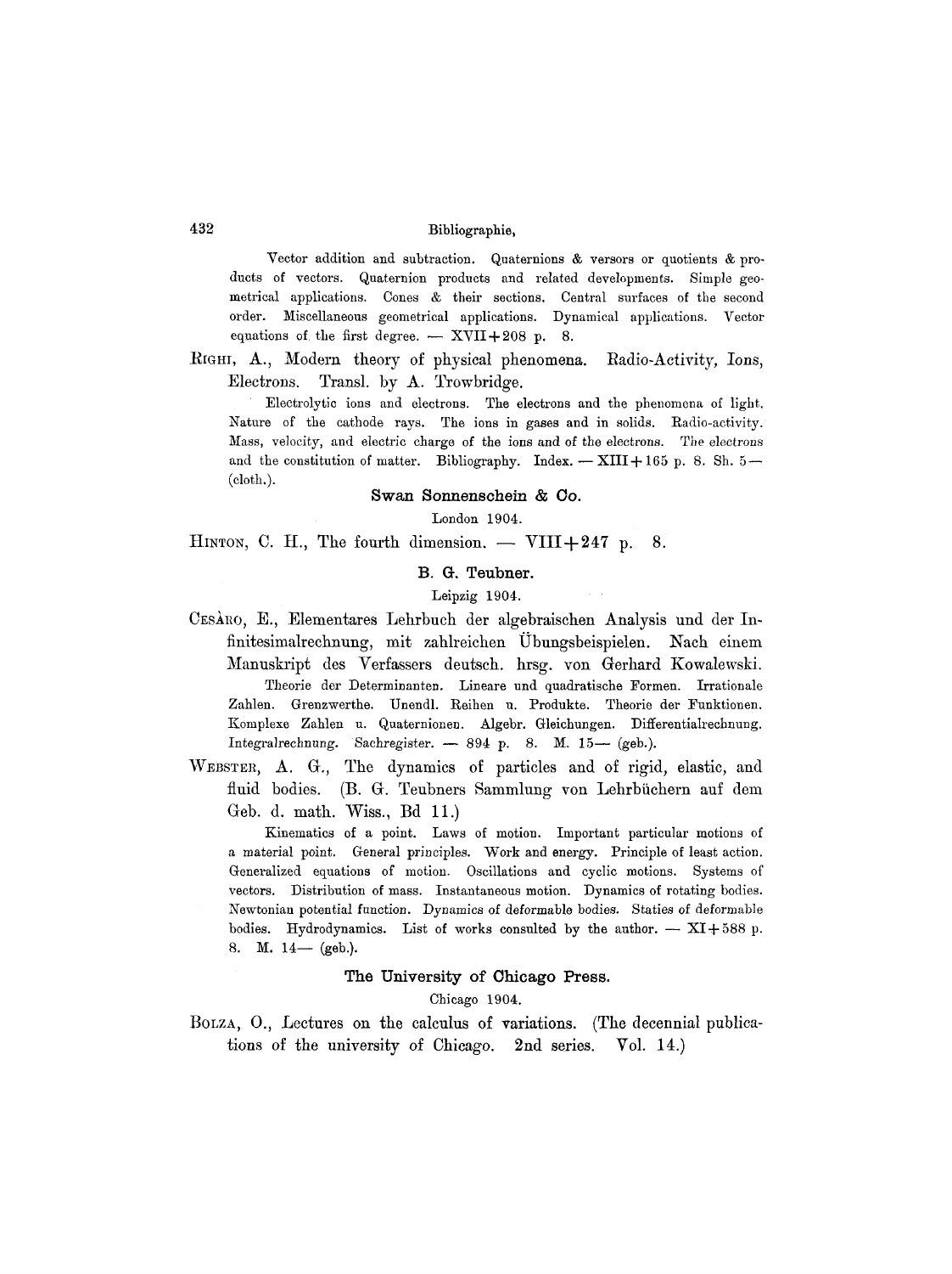Vector addition and subtraction. Quaternions & versors or quotients & products of vectors. Quaternion products and related developments. Simple geometrical applications. Cones & their sections. Central surfaces of the second order. Miscellaneous geometrical applications. Dynamical applications. Vector equations of the first degree. — XVII + 208 p. 8.

RIGHI, A., Modern theory of physical phenomena. Radio-Activity, Ions, Electrons. Transl. by A. Trowbridge.

Electrolytic ions and electrons. The electrons and the phenomena of light. Nature of the cathode rays. The ions in gases and in solids. Radio-activity. Mass, velocity, and electric charge of the ions and of the electrons. The electrons and the constitution of matter. Bibliography. Index. — XIII + 165 p. 8. Sh. 5 — (cloth.).

**Swan Sonnenschein & Co.**

London 1904.

HINTON, C. H., The fourth dimension. — VIII + 247 p. 8.

**B. G. Teubner.**

Leipzig 1904.

CESÀRO, E., Elementares Lehrbuch der algebraischen Analysis und der Infinitesimalrechnung, mit zahlreichen Übungsbeispielen. Nach einem Manuskript des Verfassers deutsch. hrsg. von Gerhard Kowalewski.

Theorie der Determinanten. Lineare und quadratische Formen. Irrationale Zahlen. Grenzwerthe. Unendl. Reihen u. Produkte. Theorie der Funktionen. Komplexe Zahlen u. Quaternionen. Algebr. Gleichungen. Differentialrechnung. Integralrechnung. Sachregister. — 894 p. 8. M. 15 — (geb.).

WEBSTER, A. G., The dynamics of particles and of rigid, elastic, and fluid bodies. (B. G. Teubners Sammlung von Lehrbüchern auf dem Geb. d. math. Wiss., Bd 11.)

Kinematics of a point. Laws of motion. Important particular motions of a material point. General principles. Work and energy. Principle of least action. Generalized equations of motion. Oscillations and cyclic motions. Systems of vectors. Distribution of mass. Instantaneous motion. Dynamics of rotating bodies. Newtonian potential function. Dynamics of deformable bodies. Staties of deformable bodies. Hydrodynamics. List of works consulted by the author. — XI + 588 p. 8. M. 14 — (geb.).

**The University of Chicago Press.**

Chicago 1904.

BOLZA, O., Lectures on the calculus of variations. (The decennial publications of the university of Chicago. 2nd series. Vol. 14.)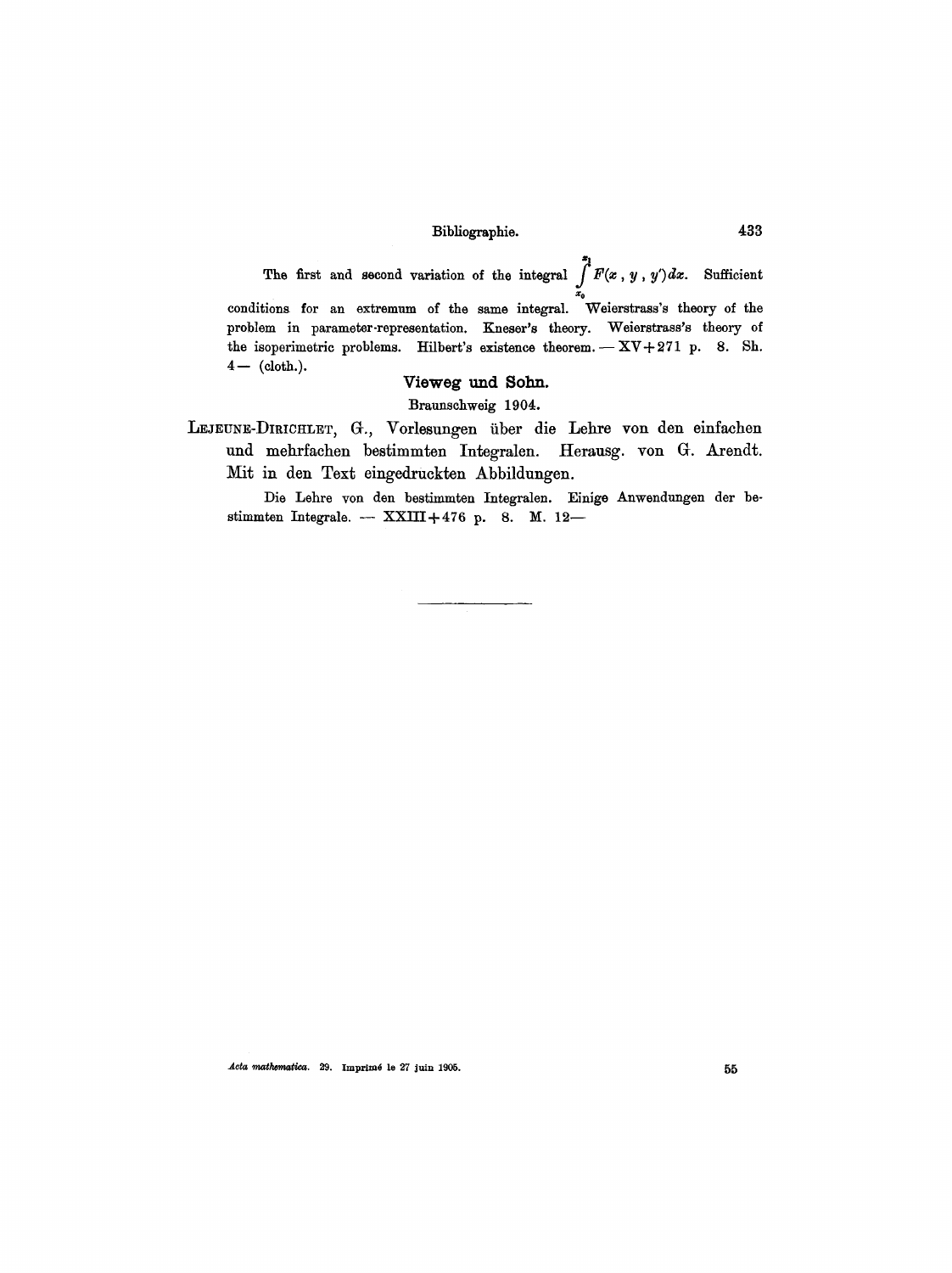The first and second variation of the integral $\int_{x_0}^{x_1} F(x, y, y')dx$. Sufficient conditions for an extremum of the same integral. Weierstrass's theory of the problem in parameter-representation. Kneser's theory. Weierstrass's theory of the isoperimetric problems. Hilbert's existence theorem. — XV+271 p. 8. Sh. 4— (cloth.).

**Vieweg und Sohn.**

Braunschweig 1904.

LEJEUNE-DIRICHLET, G., Vorlesungen über die Lehre von den einfachen und mehrfachen bestimmten Integralen. Herausg. von G. Arendt. Mit in den Text eingedruckten Abbildungen.

Die Lehre von den bestimmten Integralen. Einige Anwendungen der bestimmten Integrale. — XXIII+476 p. 8. M. 12—